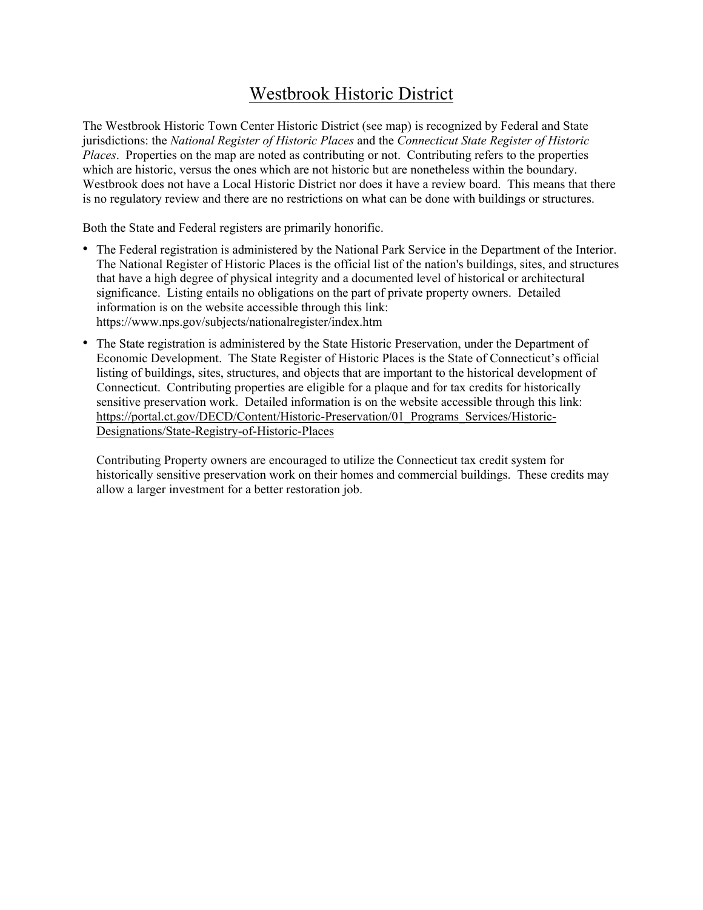# Westbrook Historic District

The Westbrook Historic Town Center Historic District (see map) is recognized by Federal and State jurisdictions: the *National Register of Historic Places* and the *Connecticut State Register of Historic Places*. Properties on the map are noted as contributing or not. Contributing refers to the properties which are historic, versus the ones which are not historic but are nonetheless within the boundary. Westbrook does not have a Local Historic District nor does it have a review board. This means that there is no regulatory review and there are no restrictions on what can be done with buildings or structures.

Both the State and Federal registers are primarily honorific.

- The Federal registration is administered by the National Park Service in the Department of the Interior. The National Register of Historic Places is the official list of the nation's buildings, sites, and structures that have a high degree of physical integrity and a documented level of historical or architectural significance. Listing entails no obligations on the part of private property owners. Detailed information is on the website accessible through this link: https://www.nps.gov/subjects/nationalregister/index.htm
- The State registration is administered by the State Historic Preservation, under the Department of Economic Development. The State Register of Historic Places is the State of Connecticut's official listing of buildings, sites, structures, and objects that are important to the historical development of Connecticut. Contributing properties are eligible for a plaque and for tax credits for historically sensitive preservation work. Detailed information is on the website accessible through this link: https://portal.ct.gov/DECD/Content/Historic-Preservation/01_Programs_Services/Historic-Designations/State-Registry-of-Historic-Places

  Contributing Property owners are encouraged to utilize the Connecticut tax credit system for historically sensitive preservation work on their homes and commercial buildings. These credits may allow a larger investment for a better restoration job.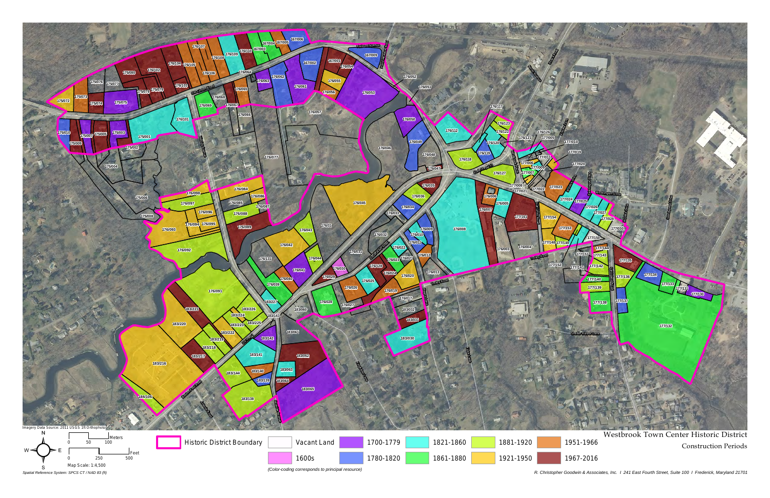# Westbrook Town Center Historic District

Construction Periods

Historic District Boundary

| | |
|---|---|
| Vacant Land | 1600s |
| 1700-1779 | 1780-1820 |
| 1821-1860 | 1861-1880 |
| 1881-1920 | 1921-1950 |
| 1951-1966 | 1967-2016 |

*(Color-coding corresponds to principal resource)*

Imagery Data Source: 2011 USGS 1ft Orthophoto

Map Scale: 1:4,500

Meters: 0, 50, 100

Feet: 0, 250, 500

*Spatial Reference System: SPCS CT / NAD 83 (ft)*

*R. Christopher Goodwin & Associates, Inc. I 241 East Fourth Street, Suite 100 I Frederick, Maryland 21701*